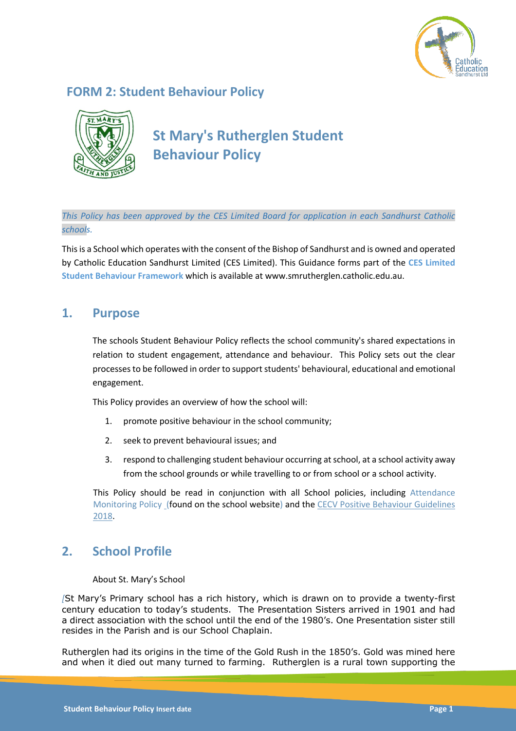## FORM 2: Student Behaviour Policy

# St Mary's Rutherglen Student Behaviour Policy

*This Policy has been approved by the CES Limited Board for application in each Sandhurst Catholic schools.*

This is a School which operates with the consent of the Bishop of Sandhurst and is owned and operated by Catholic Education Sandhurst Limited (CES Limited). This Guidance forms part of the **CES Limited Student Behaviour Framework** which is available at www.smrutherglen.catholic.edu.au.

## 1. Purpose

The schools Student Behaviour Policy reflects the school community's shared expectations in relation to student engagement, attendance and behaviour. This Policy sets out the clear processes to be followed in order to support students' behavioural, educational and emotional engagement.

This Policy provides an overview of how the school will:

1. promote positive behaviour in the school community;
2. seek to prevent behavioural issues; and
3. respond to challenging student behaviour occurring at school, at a school activity away from the school grounds or while travelling to or from school or a school activity.

This Policy should be read in conjunction with all School policies, including Attendance Monitoring Policy (found on the school website) and the CECV Positive Behaviour Guidelines 2018.

## 2. School Profile

About St. Mary's School

[St Mary's Primary school has a rich history, which is drawn on to provide a twenty-first century education to today's students. The Presentation Sisters arrived in 1901 and had a direct association with the school until the end of the 1980's. One Presentation sister still resides in the Parish and is our School Chaplain.

Rutherglen had its origins in the time of the Gold Rush in the 1850's. Gold was mined here and when it died out many turned to farming. Rutherglen is a rural town supporting the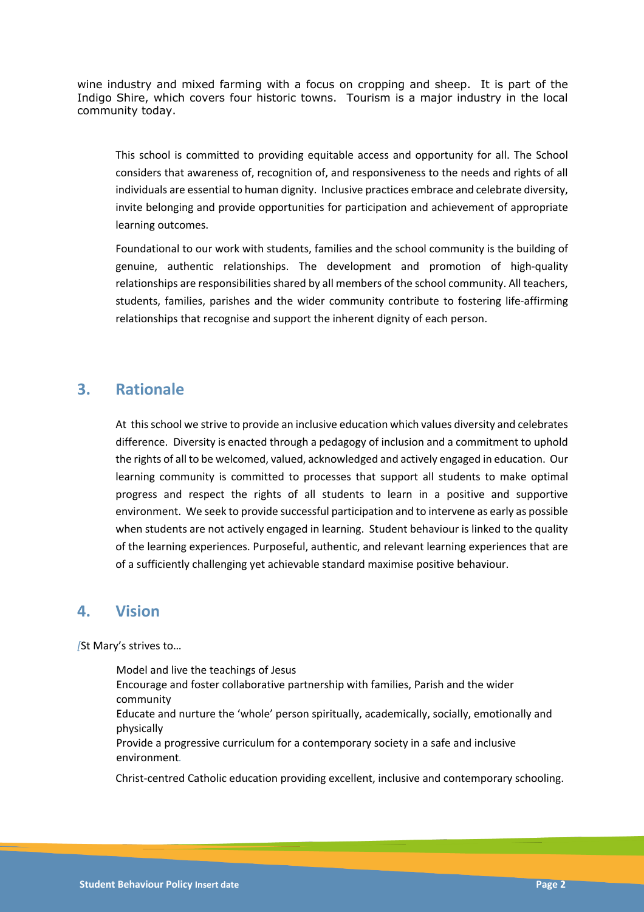wine industry and mixed farming with a focus on cropping and sheep. It is part of the Indigo Shire, which covers four historic towns. Tourism is a major industry in the local community today.

This school is committed to providing equitable access and opportunity for all. The School considers that awareness of, recognition of, and responsiveness to the needs and rights of all individuals are essential to human dignity. Inclusive practices embrace and celebrate diversity, invite belonging and provide opportunities for participation and achievement of appropriate learning outcomes.

Foundational to our work with students, families and the school community is the building of genuine, authentic relationships. The development and promotion of high-quality relationships are responsibilities shared by all members of the school community. All teachers, students, families, parishes and the wider community contribute to fostering life-affirming relationships that recognise and support the inherent dignity of each person.

## 3. Rationale

At this school we strive to provide an inclusive education which values diversity and celebrates difference. Diversity is enacted through a pedagogy of inclusion and a commitment to uphold the rights of all to be welcomed, valued, acknowledged and actively engaged in education. Our learning community is committed to processes that support all students to make optimal progress and respect the rights of all students to learn in a positive and supportive environment. We seek to provide successful participation and to intervene as early as possible when students are not actively engaged in learning. Student behaviour is linked to the quality of the learning experiences. Purposeful, authentic, and relevant learning experiences that are of a sufficiently challenging yet achievable standard maximise positive behaviour.

## 4. Vision

[St Mary's strives to…

Model and live the teachings of Jesus
Encourage and foster collaborative partnership with families, Parish and the wider community
Educate and nurture the 'whole' person spiritually, academically, socially, emotionally and physically
Provide a progressive curriculum for a contemporary society in a safe and inclusive environment.

Christ-centred Catholic education providing excellent, inclusive and contemporary schooling.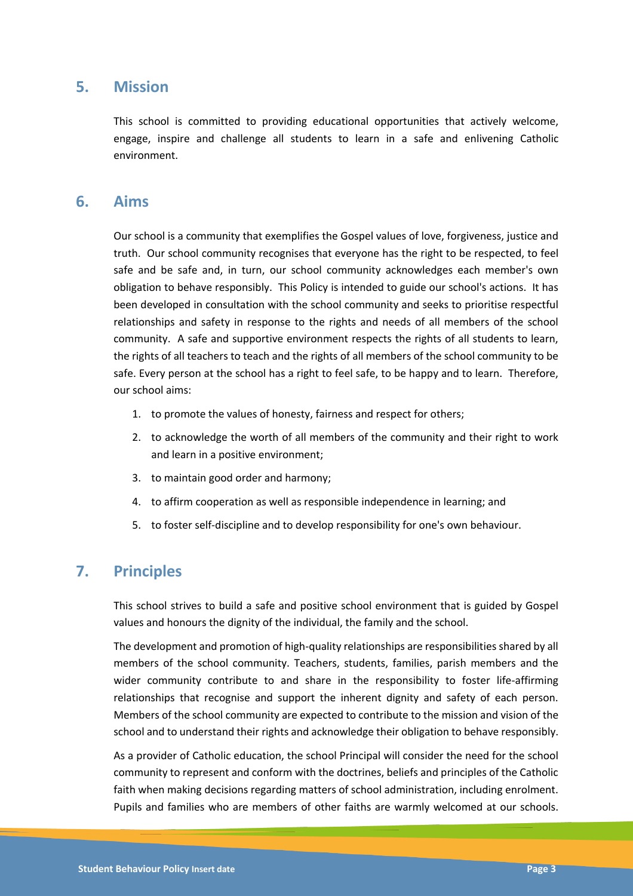## 5. Mission

This school is committed to providing educational opportunities that actively welcome, engage, inspire and challenge all students to learn in a safe and enlivening Catholic environment.

## 6. Aims

Our school is a community that exemplifies the Gospel values of love, forgiveness, justice and truth. Our school community recognises that everyone has the right to be respected, to feel safe and be safe and, in turn, our school community acknowledges each member's own obligation to behave responsibly. This Policy is intended to guide our school's actions. It has been developed in consultation with the school community and seeks to prioritise respectful relationships and safety in response to the rights and needs of all members of the school community. A safe and supportive environment respects the rights of all students to learn, the rights of all teachers to teach and the rights of all members of the school community to be safe. Every person at the school has a right to feel safe, to be happy and to learn. Therefore, our school aims:

1. to promote the values of honesty, fairness and respect for others;
2. to acknowledge the worth of all members of the community and their right to work and learn in a positive environment;
3. to maintain good order and harmony;
4. to affirm cooperation as well as responsible independence in learning; and
5. to foster self-discipline and to develop responsibility for one's own behaviour.

## 7. Principles

This school strives to build a safe and positive school environment that is guided by Gospel values and honours the dignity of the individual, the family and the school.

The development and promotion of high-quality relationships are responsibilities shared by all members of the school community. Teachers, students, families, parish members and the wider community contribute to and share in the responsibility to foster life-affirming relationships that recognise and support the inherent dignity and safety of each person. Members of the school community are expected to contribute to the mission and vision of the school and to understand their rights and acknowledge their obligation to behave responsibly.

As a provider of Catholic education, the school Principal will consider the need for the school community to represent and conform with the doctrines, beliefs and principles of the Catholic faith when making decisions regarding matters of school administration, including enrolment. Pupils and families who are members of other faiths are warmly welcomed at our schools.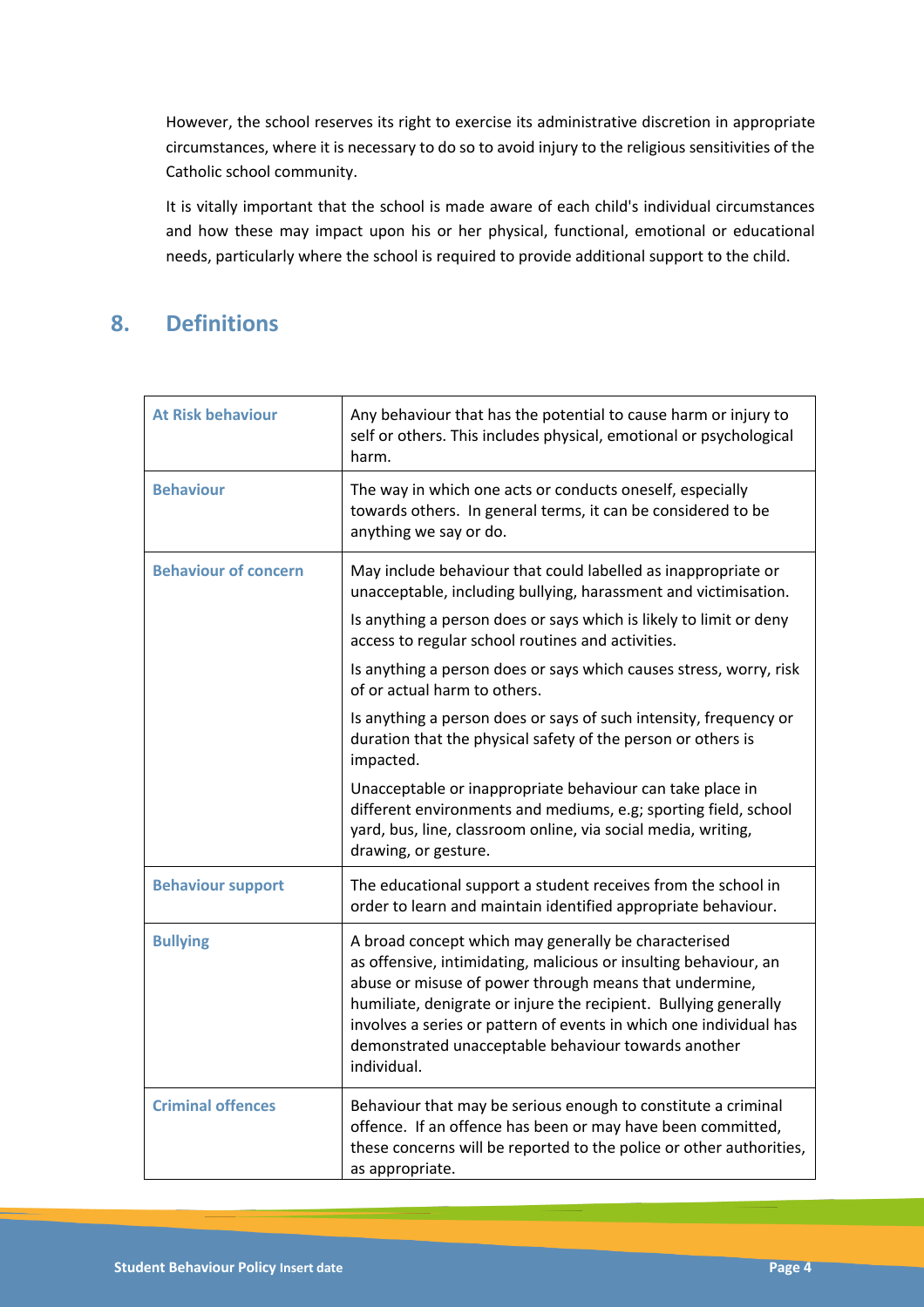However, the school reserves its right to exercise its administrative discretion in appropriate circumstances, where it is necessary to do so to avoid injury to the religious sensitivities of the Catholic school community.

It is vitally important that the school is made aware of each child's individual circumstances and how these may impact upon his or her physical, functional, emotional or educational needs, particularly where the school is required to provide additional support to the child.

## 8. Definitions

| Term | Definition |
|---|---|
| **At Risk behaviour** | Any behaviour that has the potential to cause harm or injury to self or others. This includes physical, emotional or psychological harm. |
| **Behaviour** | The way in which one acts or conducts oneself, especially towards others. In general terms, it can be considered to be anything we say or do. |
| **Behaviour of concern** | May include behaviour that could labelled as inappropriate or unacceptable, including bullying, harassment and victimisation.<br><br>Is anything a person does or says which is likely to limit or deny access to regular school routines and activities.<br><br>Is anything a person does or says which causes stress, worry, risk of or actual harm to others.<br><br>Is anything a person does or says of such intensity, frequency or duration that the physical safety of the person or others is impacted.<br><br>Unacceptable or inappropriate behaviour can take place in different environments and mediums, e.g; sporting field, school yard, bus, line, classroom online, via social media, writing, drawing, or gesture. |
| **Behaviour support** | The educational support a student receives from the school in order to learn and maintain identified appropriate behaviour. |
| **Bullying** | A broad concept which may generally be characterised as offensive, intimidating, malicious or insulting behaviour, an abuse or misuse of power through means that undermine, humiliate, denigrate or injure the recipient. Bullying generally involves a series or pattern of events in which one individual has demonstrated unacceptable behaviour towards another individual. |
| **Criminal offences** | Behaviour that may be serious enough to constitute a criminal offence. If an offence has been or may have been committed, these concerns will be reported to the police or other authorities, as appropriate. |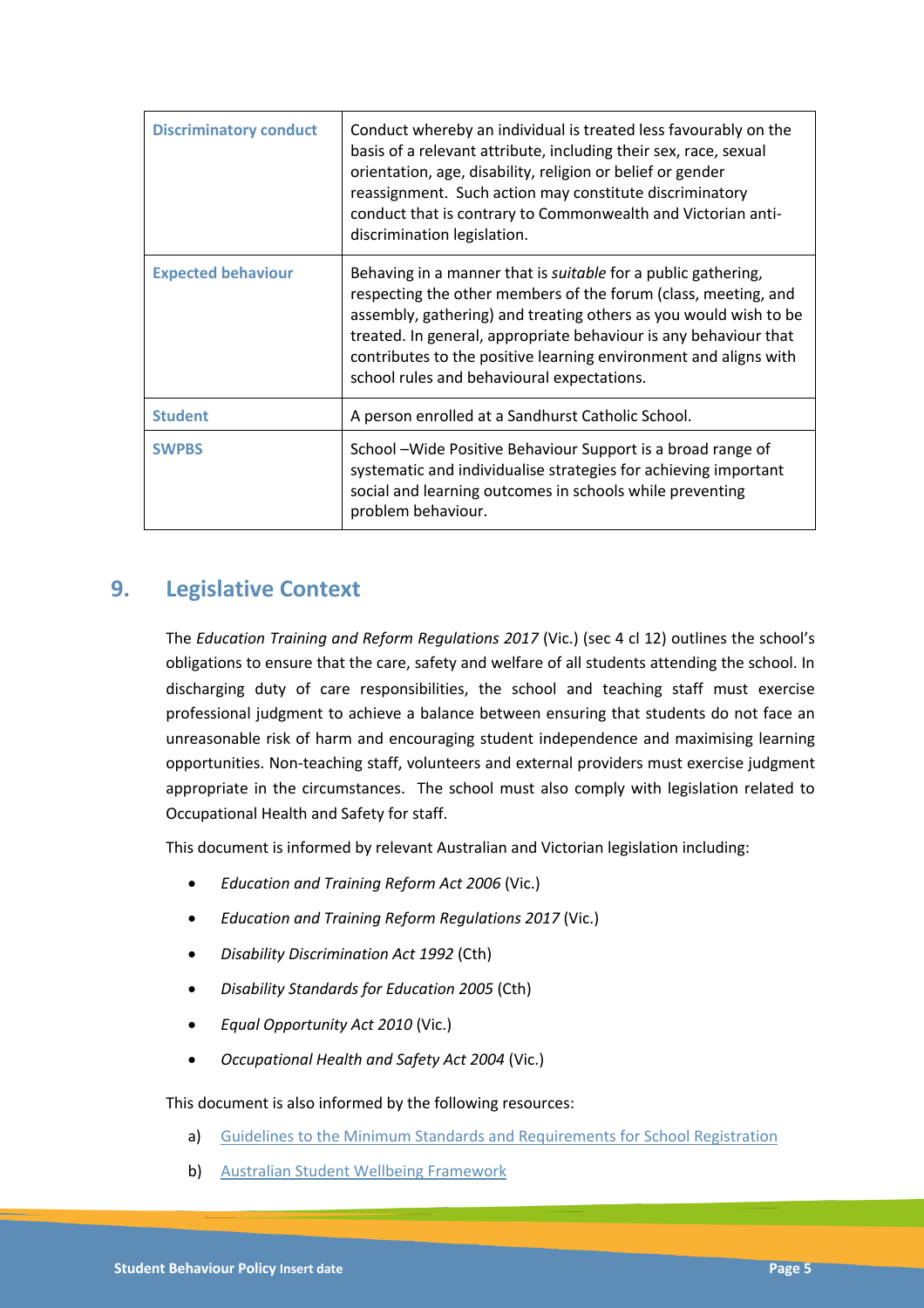| | |
|---|---|
| **Discriminatory conduct** | Conduct whereby an individual is treated less favourably on the basis of a relevant attribute, including their sex, race, sexual orientation, age, disability, religion or belief or gender reassignment. Such action may constitute discriminatory conduct that is contrary to Commonwealth and Victorian anti-discrimination legislation. |
| **Expected behaviour** | Behaving in a manner that is *suitable* for a public gathering, respecting the other members of the forum (class, meeting, and assembly, gathering) and treating others as you would wish to be treated. In general, appropriate behaviour is any behaviour that contributes to the positive learning environment and aligns with school rules and behavioural expectations. |
| **Student** | A person enrolled at a Sandhurst Catholic School. |
| **SWPBS** | School –Wide Positive Behaviour Support is a broad range of systematic and individualise strategies for achieving important social and learning outcomes in schools while preventing problem behaviour. |

## 9. Legislative Context

The *Education Training and Reform Regulations 2017* (Vic.) (sec 4 cl 12) outlines the school's obligations to ensure that the care, safety and welfare of all students attending the school. In discharging duty of care responsibilities, the school and teaching staff must exercise professional judgment to achieve a balance between ensuring that students do not face an unreasonable risk of harm and encouraging student independence and maximising learning opportunities. Non-teaching staff, volunteers and external providers must exercise judgment appropriate in the circumstances. The school must also comply with legislation related to Occupational Health and Safety for staff.

This document is informed by relevant Australian and Victorian legislation including:

- *Education and Training Reform Act 2006* (Vic.)
- *Education and Training Reform Regulations 2017* (Vic.)
- *Disability Discrimination Act 1992* (Cth)
- *Disability Standards for Education 2005* (Cth)
- *Equal Opportunity Act 2010* (Vic.)
- *Occupational Health and Safety Act 2004* (Vic.)

This document is also informed by the following resources:

a) Guidelines to the Minimum Standards and Requirements for School Registration

b) Australian Student Wellbeing Framework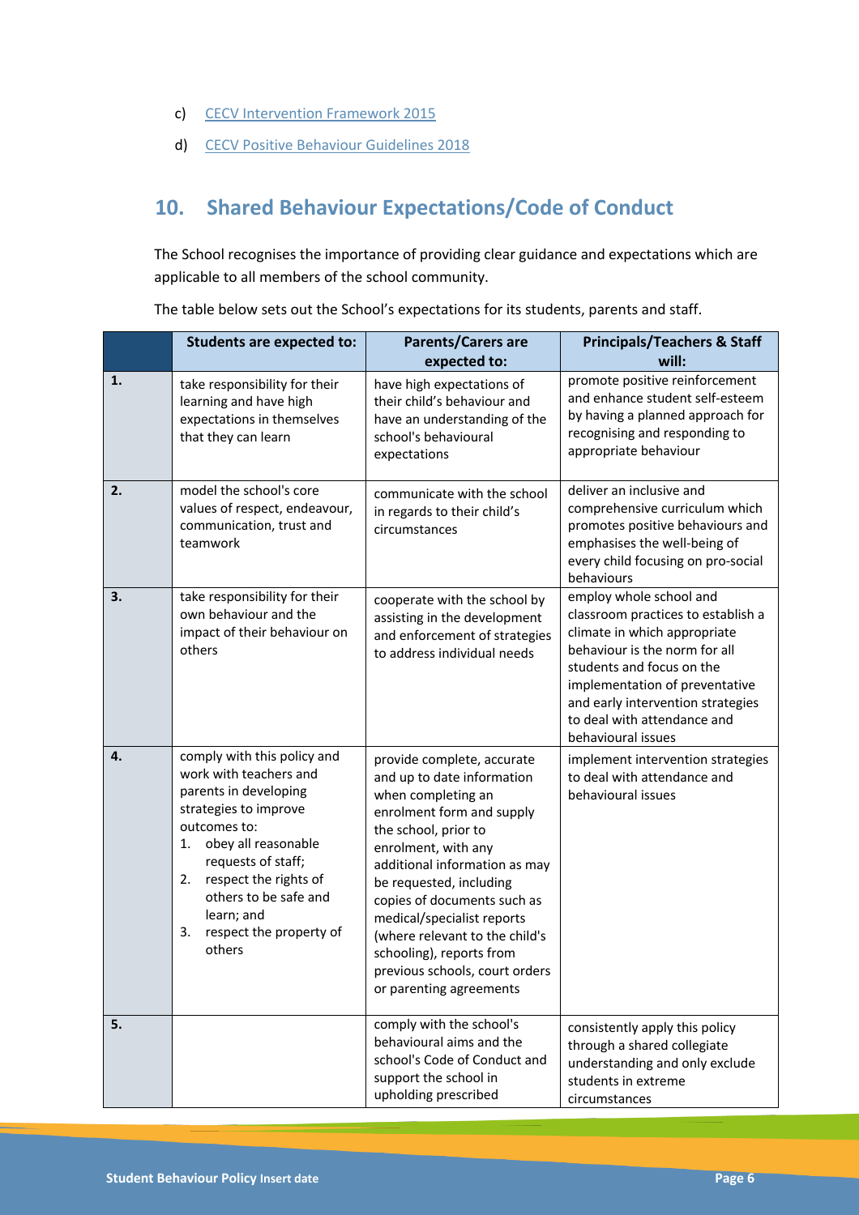c) CECV Intervention Framework 2015

d) CECV Positive Behaviour Guidelines 2018

## 10. Shared Behaviour Expectations/Code of Conduct

The School recognises the importance of providing clear guidance and expectations which are applicable to all members of the school community.

The table below sets out the School's expectations for its students, parents and staff.

| | Students are expected to: | Parents/Carers are expected to: | Principals/Teachers & Staff will: |
|---|---|---|---|
| 1. | take responsibility for their learning and have high expectations in themselves that they can learn | have high expectations of their child's behaviour and have an understanding of the school's behavioural expectations | promote positive reinforcement and enhance student self-esteem by having a planned approach for recognising and responding to appropriate behaviour |
| 2. | model the school's core values of respect, endeavour, communication, trust and teamwork | communicate with the school in regards to their child's circumstances | deliver an inclusive and comprehensive curriculum which promotes positive behaviours and emphasises the well-being of every child focusing on pro-social behaviours |
| 3. | take responsibility for their own behaviour and the impact of their behaviour on others | cooperate with the school by assisting in the development and enforcement of strategies to address individual needs | employ whole school and classroom practices to establish a climate in which appropriate behaviour is the norm for all students and focus on the implementation of preventative and early intervention strategies to deal with attendance and behavioural issues |
| 4. | comply with this policy and work with teachers and parents in developing strategies to improve outcomes to: 1. obey all reasonable requests of staff; 2. respect the rights of others to be safe and learn; and 3. respect the property of others | provide complete, accurate and up to date information when completing an enrolment form and supply the school, prior to enrolment, with any additional information as may be requested, including copies of documents such as medical/specialist reports (where relevant to the child's schooling), reports from previous schools, court orders or parenting agreements | implement intervention strategies to deal with attendance and behavioural issues |
| 5. | | comply with the school's behavioural aims and the school's Code of Conduct and support the school in upholding prescribed | consistently apply this policy through a shared collegiate understanding and only exclude students in extreme circumstances |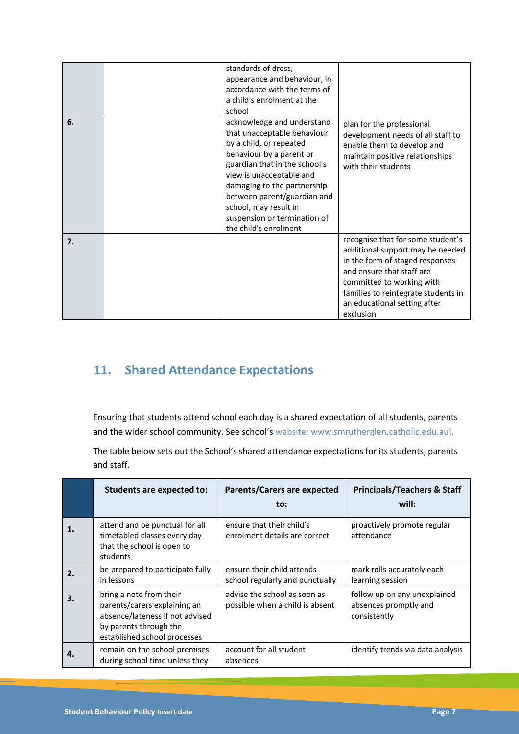| | | | |
|---|---|---|---|
| | | standards of dress, appearance and behaviour, in accordance with the terms of a child's enrolment at the school | |
| **6.** | | acknowledge and understand that unacceptable behaviour by a child, or repeated behaviour by a parent or guardian that in the school's view is unacceptable and damaging to the partnership between parent/guardian and school, may result in suspension or termination of the child's enrolment | plan for the professional development needs of all staff to enable them to develop and maintain positive relationships with their students |
| **7.** | | | recognise that for some student's additional support may be needed in the form of staged responses and ensure that staff are committed to working with families to reintegrate students in an educational setting after exclusion |

## 11. Shared Attendance Expectations

Ensuring that students attend school each day is a shared expectation of all students, parents and the wider school community. See school's website: www.smrutherglen.catholic.edu.au].

The table below sets out the School's shared attendance expectations for its students, parents and staff.

| | Students are expected to: | Parents/Carers are expected to: | Principals/Teachers & Staff will: |
|---|---|---|---|
| **1.** | attend and be punctual for all timetabled classes every day that the school is open to students | ensure that their child's enrolment details are correct | proactively promote regular attendance |
| **2.** | be prepared to participate fully in lessons | ensure their child attends school regularly and punctually | mark rolls accurately each learning session |
| **3.** | bring a note from their parents/carers explaining an absence/lateness if not advised by parents through the established school processes | advise the school as soon as possible when a child is absent | follow up on any unexplained absences promptly and consistently |
| **4.** | remain on the school premises during school time unless they | account for all student absences | identify trends via data analysis |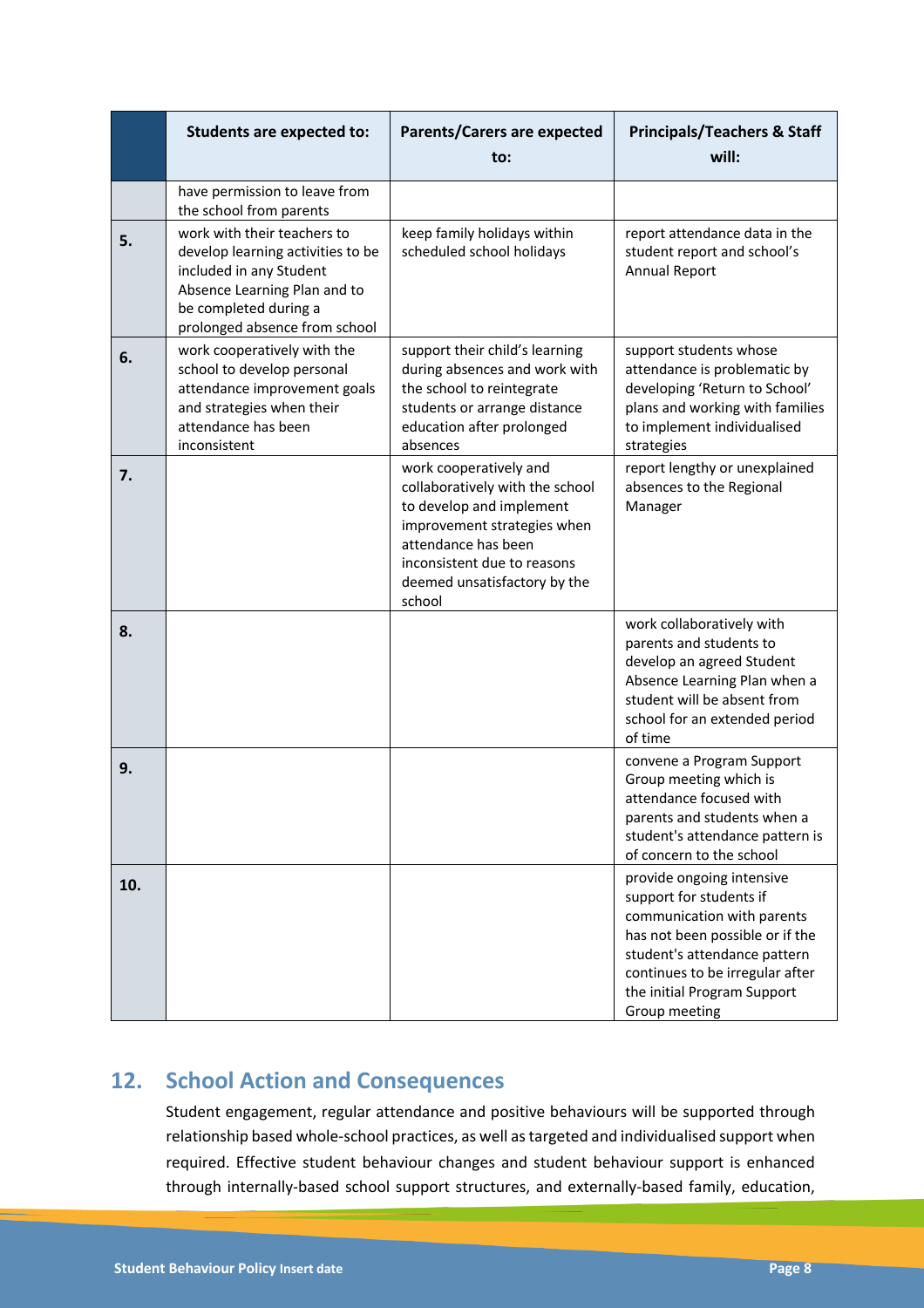| | Students are expected to: | Parents/Carers are expected to: | Principals/Teachers & Staff will: |
|---|---|---|---|
| | have permission to leave from the school from parents | | |
| **5.** | work with their teachers to develop learning activities to be included in any Student Absence Learning Plan and to be completed during a prolonged absence from school | keep family holidays within scheduled school holidays | report attendance data in the student report and school's Annual Report |
| **6.** | work cooperatively with the school to develop personal attendance improvement goals and strategies when their attendance has been inconsistent | support their child's learning during absences and work with the school to reintegrate students or arrange distance education after prolonged absences | support students whose attendance is problematic by developing 'Return to School' plans and working with families to implement individualised strategies |
| **7.** | | work cooperatively and collaboratively with the school to develop and implement improvement strategies when attendance has been inconsistent due to reasons deemed unsatisfactory by the school | report lengthy or unexplained absences to the Regional Manager |
| **8.** | | | work collaboratively with parents and students to develop an agreed Student Absence Learning Plan when a student will be absent from school for an extended period of time |
| **9.** | | | convene a Program Support Group meeting which is attendance focused with parents and students when a student's attendance pattern is of concern to the school |
| **10.** | | | provide ongoing intensive support for students if communication with parents has not been possible or if the student's attendance pattern continues to be irregular after the initial Program Support Group meeting |

## 12. School Action and Consequences

Student engagement, regular attendance and positive behaviours will be supported through relationship based whole-school practices, as well as targeted and individualised support when required. Effective student behaviour changes and student behaviour support is enhanced through internally-based school support structures, and externally-based family, education,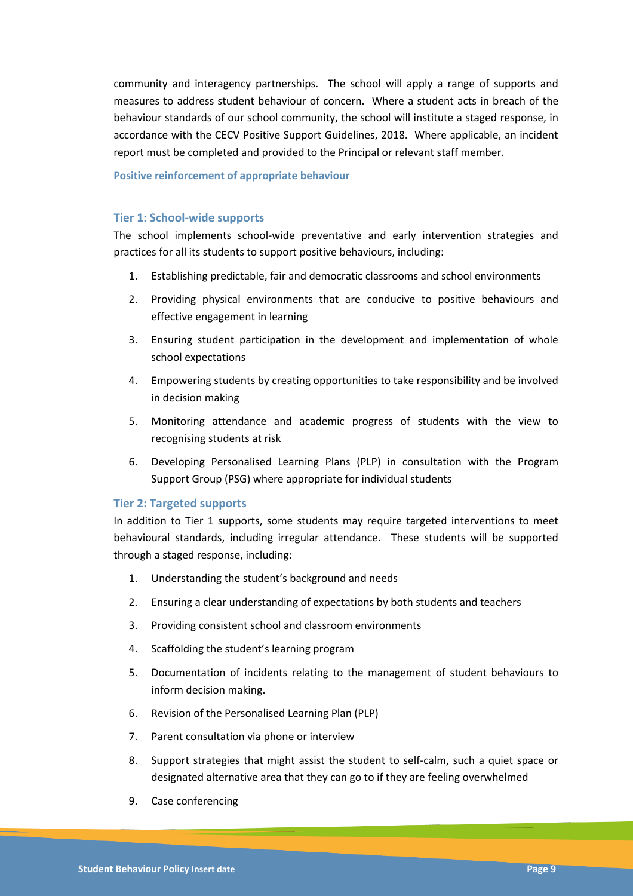community and interagency partnerships. The school will apply a range of supports and measures to address student behaviour of concern. Where a student acts in breach of the behaviour standards of our school community, the school will institute a staged response, in accordance with the CECV Positive Support Guidelines, 2018. Where applicable, an incident report must be completed and provided to the Principal or relevant staff member.

**Positive reinforcement of appropriate behaviour**

### Tier 1: School-wide supports

The school implements school-wide preventative and early intervention strategies and practices for all its students to support positive behaviours, including:

1. Establishing predictable, fair and democratic classrooms and school environments
2. Providing physical environments that are conducive to positive behaviours and effective engagement in learning
3. Ensuring student participation in the development and implementation of whole school expectations
4. Empowering students by creating opportunities to take responsibility and be involved in decision making
5. Monitoring attendance and academic progress of students with the view to recognising students at risk
6. Developing Personalised Learning Plans (PLP) in consultation with the Program Support Group (PSG) where appropriate for individual students

### Tier 2: Targeted supports

In addition to Tier 1 supports, some students may require targeted interventions to meet behavioural standards, including irregular attendance. These students will be supported through a staged response, including:

1. Understanding the student's background and needs
2. Ensuring a clear understanding of expectations by both students and teachers
3. Providing consistent school and classroom environments
4. Scaffolding the student's learning program
5. Documentation of incidents relating to the management of student behaviours to inform decision making.
6. Revision of the Personalised Learning Plan (PLP)
7. Parent consultation via phone or interview
8. Support strategies that might assist the student to self-calm, such a quiet space or designated alternative area that they can go to if they are feeling overwhelmed
9. Case conferencing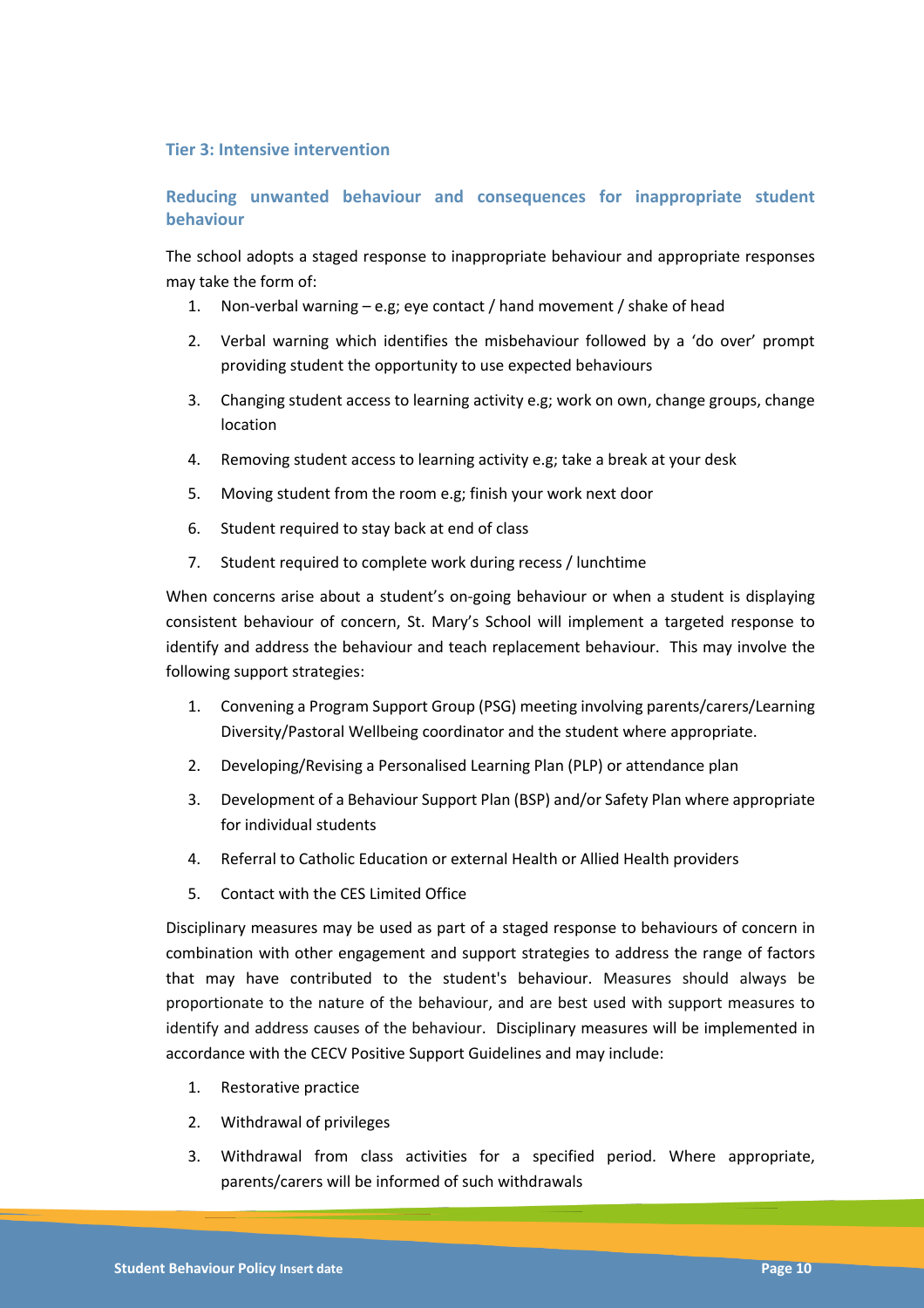### Tier 3: Intensive intervention

### Reducing unwanted behaviour and consequences for inappropriate student behaviour

The school adopts a staged response to inappropriate behaviour and appropriate responses may take the form of:

1. Non-verbal warning – e.g; eye contact / hand movement / shake of head
2. Verbal warning which identifies the misbehaviour followed by a 'do over' prompt providing student the opportunity to use expected behaviours
3. Changing student access to learning activity e.g; work on own, change groups, change location
4. Removing student access to learning activity e.g; take a break at your desk
5. Moving student from the room e.g; finish your work next door
6. Student required to stay back at end of class
7. Student required to complete work during recess / lunchtime

When concerns arise about a student's on-going behaviour or when a student is displaying consistent behaviour of concern, St. Mary's School will implement a targeted response to identify and address the behaviour and teach replacement behaviour. This may involve the following support strategies:

1. Convening a Program Support Group (PSG) meeting involving parents/carers/Learning Diversity/Pastoral Wellbeing coordinator and the student where appropriate.
2. Developing/Revising a Personalised Learning Plan (PLP) or attendance plan
3. Development of a Behaviour Support Plan (BSP) and/or Safety Plan where appropriate for individual students
4. Referral to Catholic Education or external Health or Allied Health providers
5. Contact with the CES Limited Office

Disciplinary measures may be used as part of a staged response to behaviours of concern in combination with other engagement and support strategies to address the range of factors that may have contributed to the student's behaviour. Measures should always be proportionate to the nature of the behaviour, and are best used with support measures to identify and address causes of the behaviour. Disciplinary measures will be implemented in accordance with the CECV Positive Support Guidelines and may include:

1. Restorative practice
2. Withdrawal of privileges
3. Withdrawal from class activities for a specified period. Where appropriate, parents/carers will be informed of such withdrawals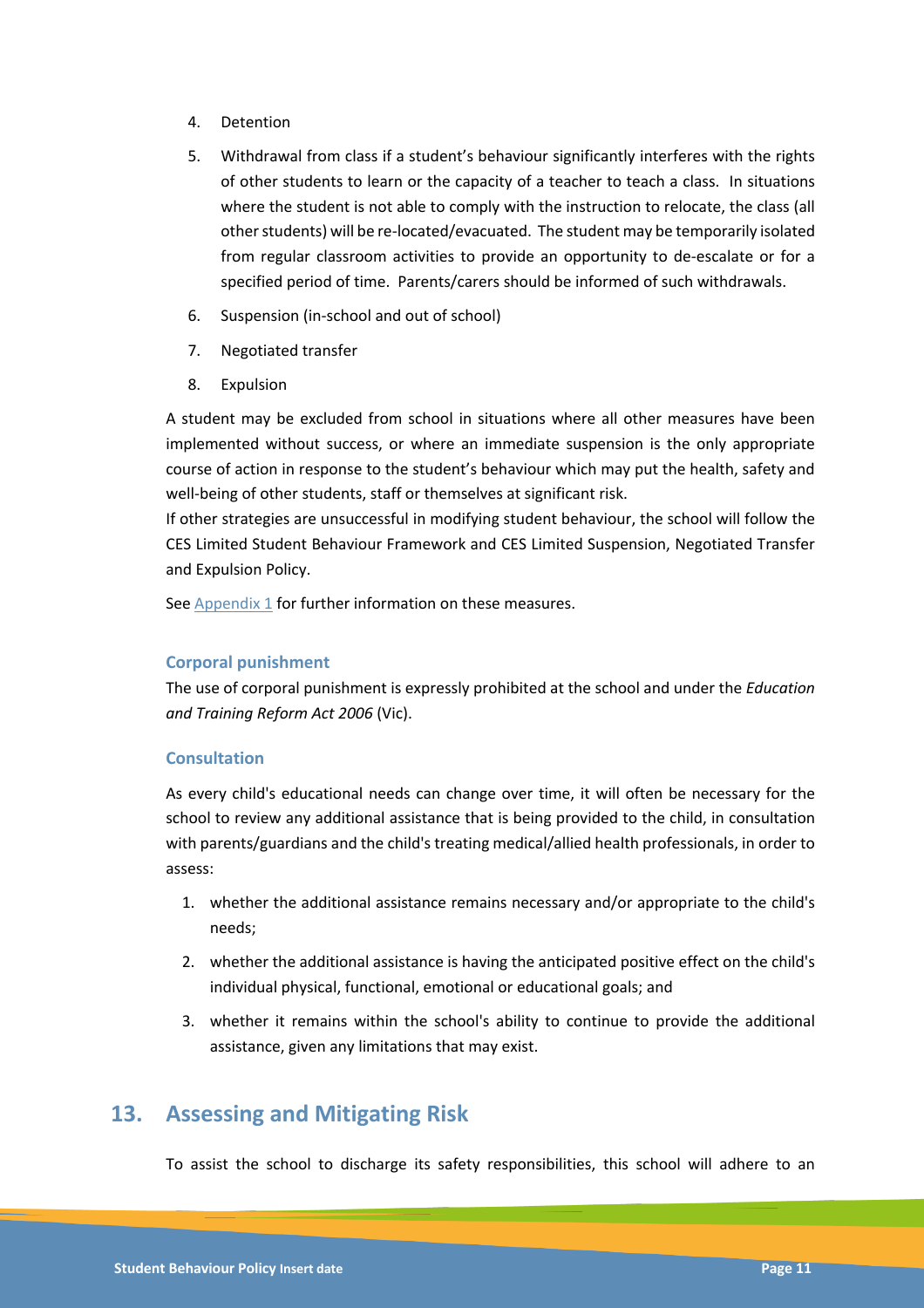4. Detention
5. Withdrawal from class if a student's behaviour significantly interferes with the rights of other students to learn or the capacity of a teacher to teach a class. In situations where the student is not able to comply with the instruction to relocate, the class (all other students) will be re-located/evacuated. The student may be temporarily isolated from regular classroom activities to provide an opportunity to de-escalate or for a specified period of time. Parents/carers should be informed of such withdrawals.
6. Suspension (in-school and out of school)
7. Negotiated transfer
8. Expulsion

A student may be excluded from school in situations where all other measures have been implemented without success, or where an immediate suspension is the only appropriate course of action in response to the student's behaviour which may put the health, safety and well-being of other students, staff or themselves at significant risk.
If other strategies are unsuccessful in modifying student behaviour, the school will follow the CES Limited Student Behaviour Framework and CES Limited Suspension, Negotiated Transfer and Expulsion Policy.

See Appendix 1 for further information on these measures.

### Corporal punishment

The use of corporal punishment is expressly prohibited at the school and under the *Education and Training Reform Act 2006* (Vic).

### Consultation

As every child's educational needs can change over time, it will often be necessary for the school to review any additional assistance that is being provided to the child, in consultation with parents/guardians and the child's treating medical/allied health professionals, in order to assess:

1. whether the additional assistance remains necessary and/or appropriate to the child's needs;
2. whether the additional assistance is having the anticipated positive effect on the child's individual physical, functional, emotional or educational goals; and
3. whether it remains within the school's ability to continue to provide the additional assistance, given any limitations that may exist.

## 13. Assessing and Mitigating Risk

To assist the school to discharge its safety responsibilities, this school will adhere to an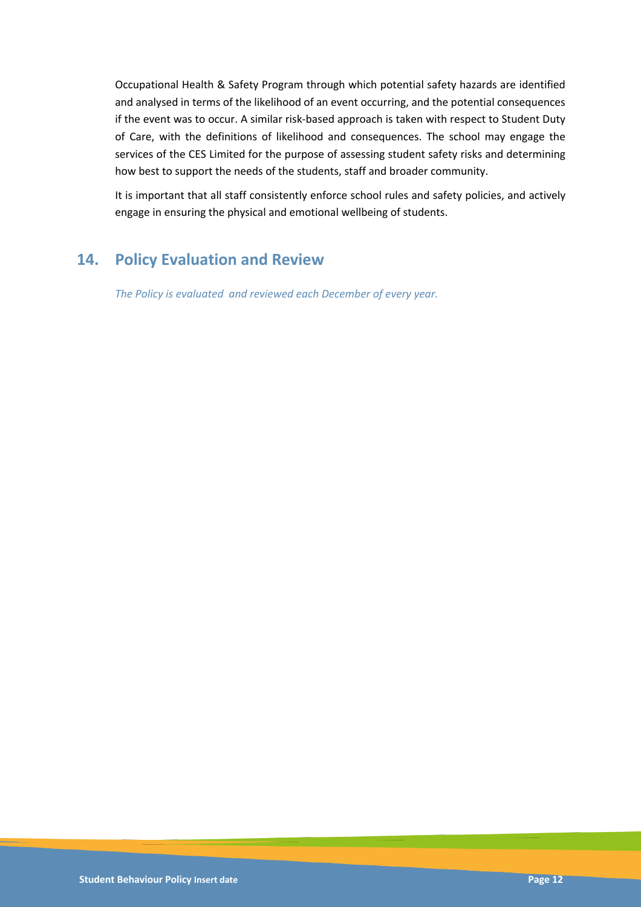Occupational Health & Safety Program through which potential safety hazards are identified and analysed in terms of the likelihood of an event occurring, and the potential consequences if the event was to occur. A similar risk-based approach is taken with respect to Student Duty of Care, with the definitions of likelihood and consequences. The school may engage the services of the CES Limited for the purpose of assessing student safety risks and determining how best to support the needs of the students, staff and broader community.

It is important that all staff consistently enforce school rules and safety policies, and actively engage in ensuring the physical and emotional wellbeing of students.

## 14. Policy Evaluation and Review

*The Policy is evaluated and reviewed each December of every year.*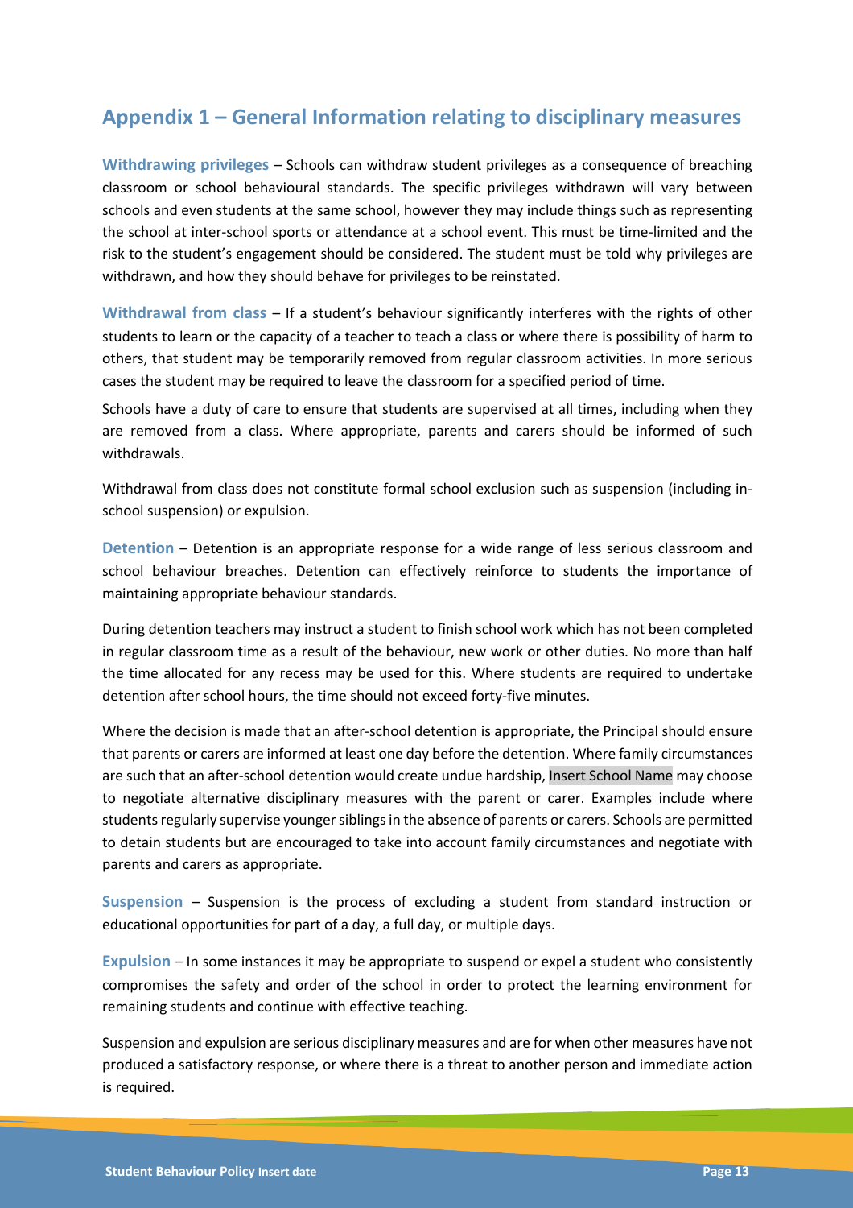## Appendix 1 – General Information relating to disciplinary measures

**Withdrawing privileges** – Schools can withdraw student privileges as a consequence of breaching classroom or school behavioural standards. The specific privileges withdrawn will vary between schools and even students at the same school, however they may include things such as representing the school at inter-school sports or attendance at a school event. This must be time-limited and the risk to the student's engagement should be considered. The student must be told why privileges are withdrawn, and how they should behave for privileges to be reinstated.

**Withdrawal from class** – If a student's behaviour significantly interferes with the rights of other students to learn or the capacity of a teacher to teach a class or where there is possibility of harm to others, that student may be temporarily removed from regular classroom activities. In more serious cases the student may be required to leave the classroom for a specified period of time.

Schools have a duty of care to ensure that students are supervised at all times, including when they are removed from a class. Where appropriate, parents and carers should be informed of such withdrawals.

Withdrawal from class does not constitute formal school exclusion such as suspension (including in-school suspension) or expulsion.

**Detention** – Detention is an appropriate response for a wide range of less serious classroom and school behaviour breaches. Detention can effectively reinforce to students the importance of maintaining appropriate behaviour standards.

During detention teachers may instruct a student to finish school work which has not been completed in regular classroom time as a result of the behaviour, new work or other duties. No more than half the time allocated for any recess may be used for this. Where students are required to undertake detention after school hours, the time should not exceed forty-five minutes.

Where the decision is made that an after-school detention is appropriate, the Principal should ensure that parents or carers are informed at least one day before the detention. Where family circumstances are such that an after-school detention would create undue hardship, Insert School Name may choose to negotiate alternative disciplinary measures with the parent or carer. Examples include where students regularly supervise younger siblings in the absence of parents or carers. Schools are permitted to detain students but are encouraged to take into account family circumstances and negotiate with parents and carers as appropriate.

**Suspension** – Suspension is the process of excluding a student from standard instruction or educational opportunities for part of a day, a full day, or multiple days.

**Expulsion** – In some instances it may be appropriate to suspend or expel a student who consistently compromises the safety and order of the school in order to protect the learning environment for remaining students and continue with effective teaching.

Suspension and expulsion are serious disciplinary measures and are for when other measures have not produced a satisfactory response, or where there is a threat to another person and immediate action is required.